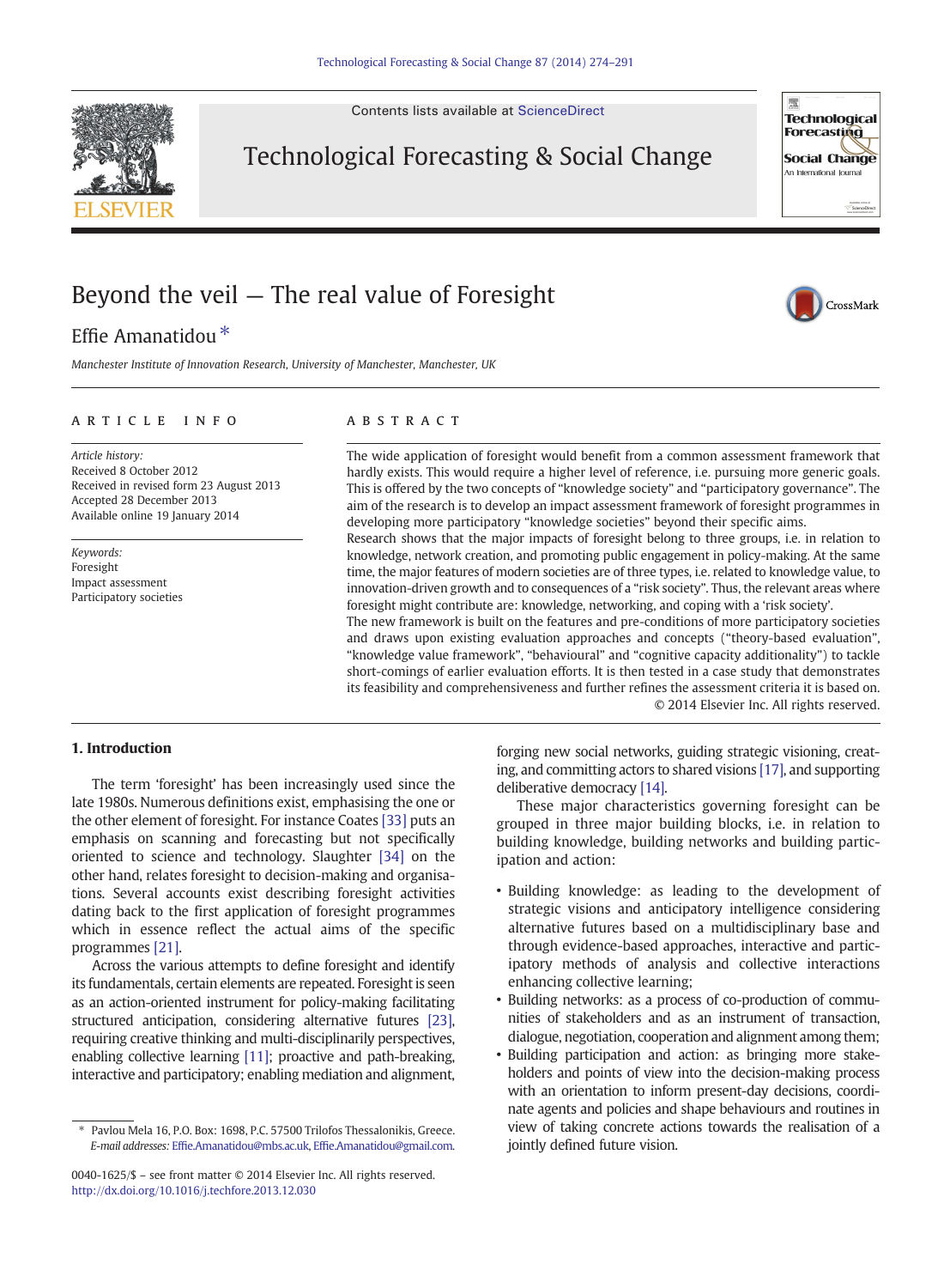# Beyond the veil — The real value of Foresight

Effie Amanatidou *

*Manchester Institute of Innovation Research, University of Manchester, Manchester, UK*

## ARTICLE INFO

*Article history:*
Received 8 October 2012
Received in revised form 23 August 2013
Accepted 28 December 2013
Available online 19 January 2014

*Keywords:*
Foresight
Impact assessment
Participatory societies

## ABSTRACT

The wide application of foresight would benefit from a common assessment framework that hardly exists. This would require a higher level of reference, i.e. pursuing more generic goals. This is offered by the two concepts of "knowledge society" and "participatory governance". The aim of the research is to develop an impact assessment framework of foresight programmes in developing more participatory "knowledge societies" beyond their specific aims.

Research shows that the major impacts of foresight belong to three groups, i.e. in relation to knowledge, network creation, and promoting public engagement in policy-making. At the same time, the major features of modern societies are of three types, i.e. related to knowledge value, to innovation-driven growth and to consequences of a "risk society". Thus, the relevant areas where foresight might contribute are: knowledge, networking, and coping with a 'risk society'.

The new framework is built on the features and pre-conditions of more participatory societies and draws upon existing evaluation approaches and concepts ("theory-based evaluation", "knowledge value framework", "behavioural" and "cognitive capacity additionality") to tackle short-comings of earlier evaluation efforts. It is then tested in a case study that demonstrates its feasibility and comprehensiveness and further refines the assessment criteria it is based on.

© 2014 Elsevier Inc. All rights reserved.

## 1. Introduction

The term 'foresight' has been increasingly used since the late 1980s. Numerous definitions exist, emphasising the one or the other element of foresight. For instance Coates [33] puts an emphasis on scanning and forecasting but not specifically oriented to science and technology. Slaughter [34] on the other hand, relates foresight to decision-making and organisations. Several accounts exist describing foresight activities dating back to the first application of foresight programmes which in essence reflect the actual aims of the specific programmes [21].

Across the various attempts to define foresight and identify its fundamentals, certain elements are repeated. Foresight is seen as an action-oriented instrument for policy-making facilitating structured anticipation, considering alternative futures [23], requiring creative thinking and multi-disciplinary perspectives, enabling collective learning [11]; proactive and path-breaking, interactive and participatory; enabling mediation and alignment, forging new social networks, guiding strategic visioning, creating, and committing actors to shared visions [17], and supporting deliberative democracy [14].

These major characteristics governing foresight can be grouped in three major building blocks, i.e. in relation to building knowledge, building networks and building participation and action:

- Building knowledge: as leading to the development of strategic visions and anticipatory intelligence considering alternative futures based on a multidisciplinary base and through evidence-based approaches, interactive and participatory methods of analysis and collective interactions enhancing collective learning;
- Building networks: as a process of co-production of communities of stakeholders and as an instrument of transaction, dialogue, negotiation, cooperation and alignment among them;
- Building participation and action: as bringing more stakeholders and points of view into the decision-making process with an orientation to inform present-day decisions, coordinate agents and policies and shape behaviours and routines in view of taking concrete actions towards the realisation of a jointly defined future vision.

* Pavlou Mela 16, P.O. Box: 1698, P.C. 57500 Trilofos Thessalonikis, Greece.
*E-mail addresses:* Effie.Amanatidou@mbs.ac.uk, Effie.Amanatidou@gmail.com.

0040-1625/$ – see front matter © 2014 Elsevier Inc. All rights reserved.
http://dx.doi.org/10.1016/j.techfore.2013.12.030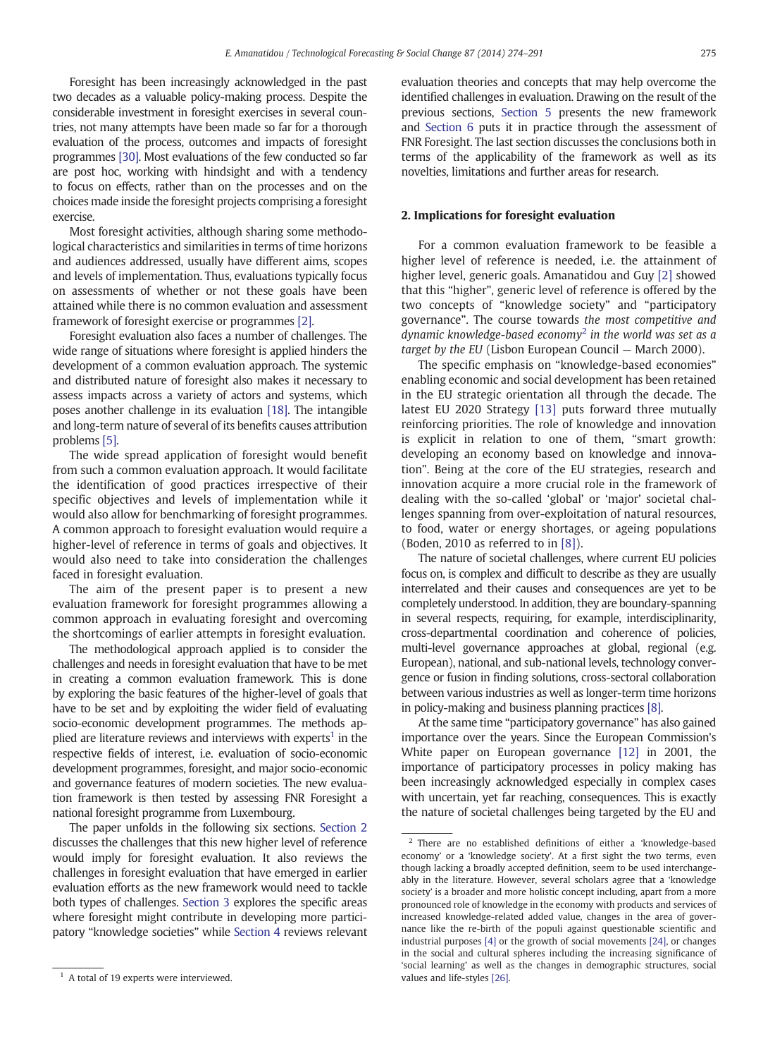Foresight has been increasingly acknowledged in the past two decades as a valuable policy-making process. Despite the considerable investment in foresight exercises in several countries, not many attempts have been made so far for a thorough evaluation of the process, outcomes and impacts of foresight programmes [30]. Most evaluations of the few conducted so far are post hoc, working with hindsight and with a tendency to focus on effects, rather than on the processes and on the choices made inside the foresight projects comprising a foresight exercise.

Most foresight activities, although sharing some methodological characteristics and similarities in terms of time horizons and audiences addressed, usually have different aims, scopes and levels of implementation. Thus, evaluations typically focus on assessments of whether or not these goals have been attained while there is no common evaluation and assessment framework of foresight exercise or programmes [2].

Foresight evaluation also faces a number of challenges. The wide range of situations where foresight is applied hinders the development of a common evaluation approach. The systemic and distributed nature of foresight also makes it necessary to assess impacts across a variety of actors and systems, which poses another challenge in its evaluation [18]. The intangible and long-term nature of several of its benefits causes attribution problems [5].

The wide spread application of foresight would benefit from such a common evaluation approach. It would facilitate the identification of good practices irrespective of their specific objectives and levels of implementation while it would also allow for benchmarking of foresight programmes. A common approach to foresight evaluation would require a higher-level of reference in terms of goals and objectives. It would also need to take into consideration the challenges faced in foresight evaluation.

The aim of the present paper is to present a new evaluation framework for foresight programmes allowing a common approach in evaluating foresight and overcoming the shortcomings of earlier attempts in foresight evaluation.

The methodological approach applied is to consider the challenges and needs in foresight evaluation that have to be met in creating a common evaluation framework. This is done by exploring the basic features of the higher-level of goals that have to be set and by exploiting the wider field of evaluating socio-economic development programmes. The methods applied are literature reviews and interviews with experts[1] in the respective fields of interest, i.e. evaluation of socio-economic development programmes, foresight, and major socio-economic and governance features of modern societies. The new evaluation framework is then tested by assessing FNR Foresight a national foresight programme from Luxembourg.

The paper unfolds in the following six sections. Section 2 discusses the challenges that this new higher level of reference would imply for foresight evaluation. It also reviews the challenges in foresight evaluation that have emerged in earlier evaluation efforts as the new framework would need to tackle both types of challenges. Section 3 explores the specific areas where foresight might contribute in developing more participatory "knowledge societies" while Section 4 reviews relevant evaluation theories and concepts that may help overcome the identified challenges in evaluation. Drawing on the result of the previous sections, Section 5 presents the new framework and Section 6 puts it in practice through the assessment of FNR Foresight. The last section discusses the conclusions both in terms of the applicability of the framework as well as its novelties, limitations and further areas for research.

## 2. Implications for foresight evaluation

For a common evaluation framework to be feasible a higher level of reference is needed, i.e. the attainment of higher level, generic goals. Amanatidou and Guy [2] showed that this "higher", generic level of reference is offered by the two concepts of "knowledge society" and "participatory governance". The course towards *the most competitive and dynamic knowledge-based economy*[2] *in the world was set as a target by the EU* (Lisbon European Council — March 2000).

The specific emphasis on "knowledge-based economies" enabling economic and social development has been retained in the EU strategic orientation all through the decade. The latest EU 2020 Strategy [13] puts forward three mutually reinforcing priorities. The role of knowledge and innovation is explicit in relation to one of them, "smart growth: developing an economy based on knowledge and innovation". Being at the core of the EU strategies, research and innovation acquire a more crucial role in the framework of dealing with the so-called 'global' or 'major' societal challenges spanning from over-exploitation of natural resources, to food, water or energy shortages, or ageing populations (Boden, 2010 as referred to in [8]).

The nature of societal challenges, where current EU policies focus on, is complex and difficult to describe as they are usually interrelated and their causes and consequences are yet to be completely understood. In addition, they are boundary-spanning in several respects, requiring, for example, interdisciplinarity, cross-departmental coordination and coherence of policies, multi-level governance approaches at global, regional (e.g. European), national, and sub-national levels, technology convergence or fusion in finding solutions, cross-sectoral collaboration between various industries as well as longer-term time horizons in policy-making and business planning practices [8].

At the same time "participatory governance" has also gained importance over the years. Since the European Commission's White paper on European governance [12] in 2001, the importance of participatory processes in policy making has been increasingly acknowledged especially in complex cases with uncertain, yet far reaching, consequences. This is exactly the nature of societal challenges being targeted by the EU and

[1] A total of 19 experts were interviewed.

[2] There are no established definitions of either a 'knowledge-based economy' or a 'knowledge society'. At a first sight the two terms, even though lacking a broadly accepted definition, seem to be used interchangeably in the literature. However, several scholars agree that a 'knowledge society' is a broader and more holistic concept including, apart from a more pronounced role of knowledge in the economy with products and services of increased knowledge-related added value, changes in the area of governance like the re-birth of the populi against questionable scientific and industrial purposes [4] or the growth of social movements [24], or changes in the social and cultural spheres including the increasing significance of 'social learning' as well as the changes in demographic structures, social values and life-styles [26].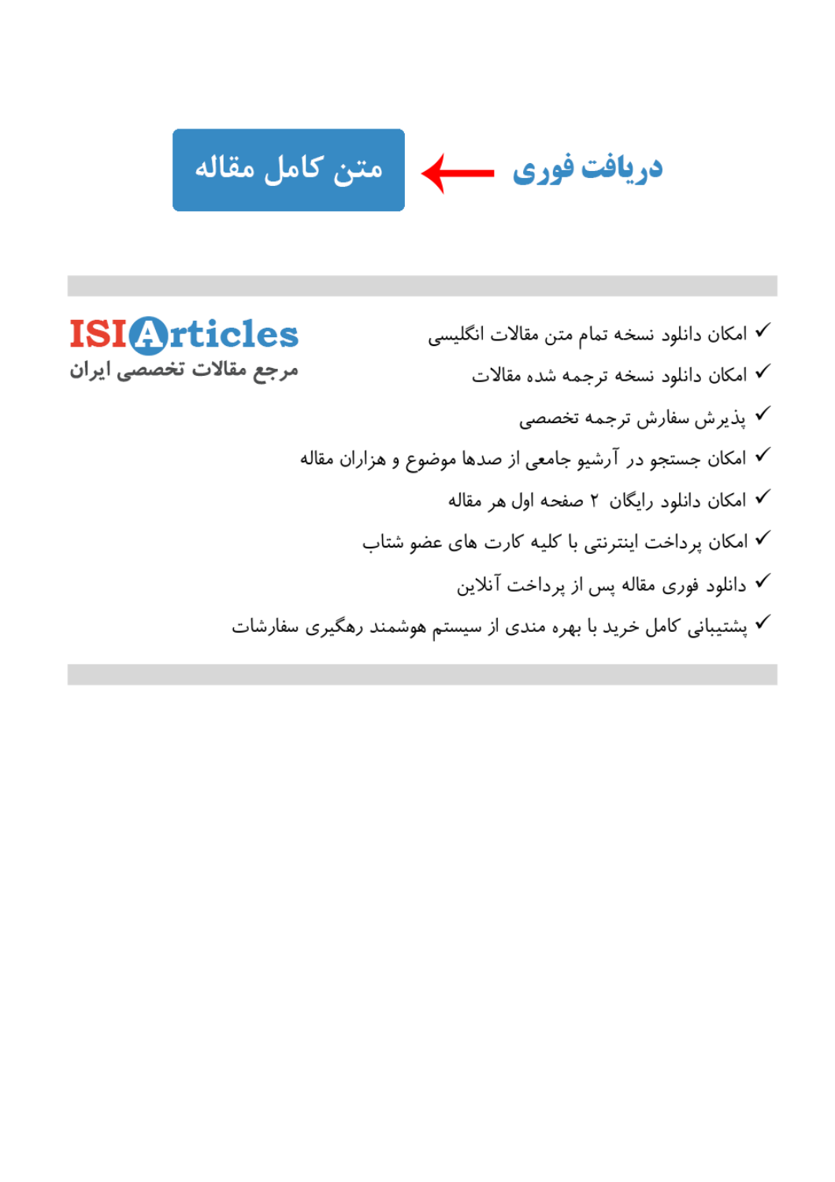دریافت فوری ← متن کامل مقاله

**ISIArticles**
مرجع مقالات تخصصی ایران

- ✓ امکان دانلود نسخه تمام متن مقالات انگلیسی
- ✓ امکان دانلود نسخه ترجمه شده مقالات
- ✓ پذیرش سفارش ترجمه تخصصی
- ✓ امکان جستجو در آرشیو جامعی از صدها موضوع و هزاران مقاله
- ✓ امکان دانلود رایگان ۲ صفحه اول هر مقاله
- ✓ امکان پرداخت اینترنتی با کلیه کارت های عضو شتاب
- ✓ دانلود فوری مقاله پس از پرداخت آنلاین
- ✓ پشتیبانی کامل خرید با بهره مندی از سیستم هوشمند رهگیری سفارشات